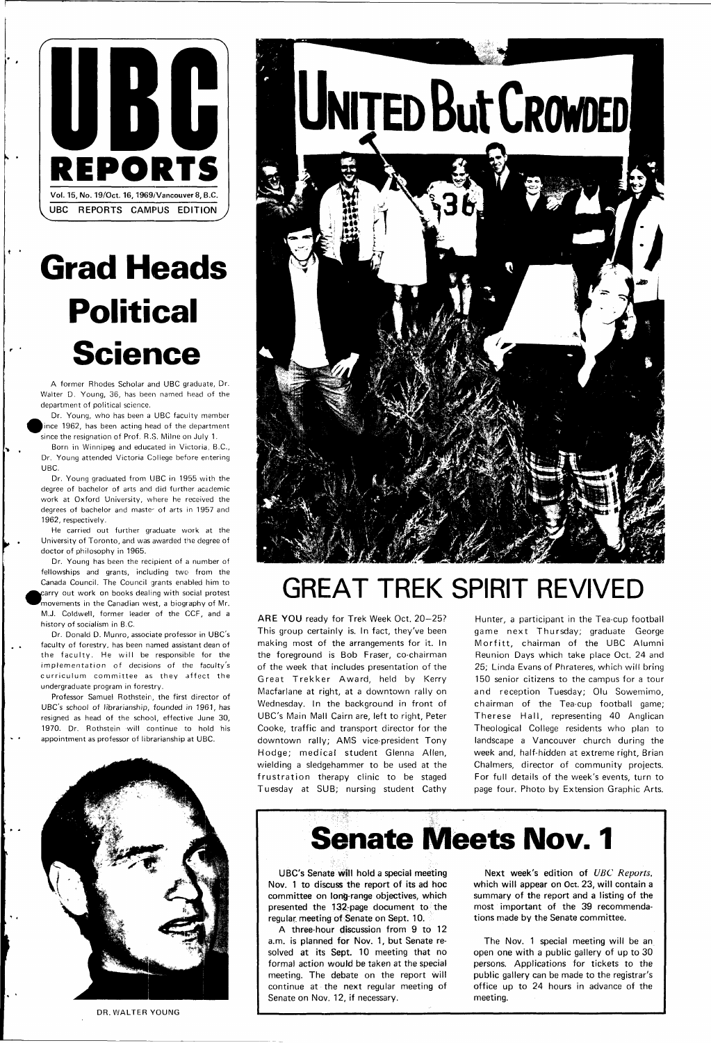# UBC REPORTS

Vol. 15, No. 19/Oct. 16, 1969/Vancouver 8, B.C.

UBC REPORTS CAMPUS EDITION

# Grad Heads Political Science

A former Rhodes Scholar and UBC graduate, Dr. Walter D. Young, 36, has been named head of the department of political science.

Dr. Young, who has been a UBC faculty member since 1962, has been acting head of the department since the resignation of Prof. R.S. Milne on July 1.

Born in Winnipeg and educated in Victoria, B.C., Dr. Young attended Victoria College before entering UBC.

Dr. Young graduated from UBC in 1955 with the degree of bachelor of arts and did further academic work at Oxford University, where he received the degrees of bachelor and master of arts in 1957 and 1962, respectively.

He carried out further graduate work at the University of Toronto, and was awarded the degree of doctor of philosophy in 1965.

Dr. Young has been the recipient of a number of fellowships and grants, including two from the Canada Council. The Council grants enabled him to carry out work on books dealing with social protest movements in the Canadian west, a biography of Mr. M.J. Coldwell, former leader of the CCF, and a history of socialism in B.C.

Dr. Donald D. Munro, associate professor in UBC's faculty of forestry, has been named assistant dean of the faculty. He will be responsible for the implementation of decisions of the faculty's curriculum committee as they affect the undergraduate program in forestry.

Professor Samuel Rothstein, the first director of UBC's school of librarianship, founded in 1961, has resigned as head of the school, effective June 30, 1970. Dr. Rothstein will continue to hold his appointment as professor of librarianship at UBC.

DR. WALTER YOUNG

UNITED But CROWDED

# GREAT TREK SPIRIT REVIVED

**ARE YOU** ready for Trek Week Oct. 20–25? This group certainly is. In fact, they've been making most of the arrangements for it. In the foreground is Bob Fraser, co-chairman of the week that includes presentation of the Great Trekker Award, held by Kerry Macfarlane at right, at a downtown rally on Wednesday. In the background in front of UBC's Main Mall Cairn are, left to right, Peter Cooke, traffic and transport director for the downtown rally; AMS vice-president Tony Hodge; medical student Glenna Allen, wielding a sledgehammer to be used at the frustration therapy clinic to be staged Tuesday at SUB; nursing student Cathy Hunter, a participant in the Tea-cup football game next Thursday; graduate George Morfitt, chairman of the UBC Alumni Reunion Days which take place Oct. 24 and 25; Linda Evans of Phrateres, which will bring 150 senior citizens to the campus for a tour and reception Tuesday; Olu Sowemimo, chairman of the Tea-cup football game; Therese Hall, representing 40 Anglican Theological College residents who plan to landscape a Vancouver church during the week and, half-hidden at extreme right, Brian Chalmers, director of community projects. For full details of the week's events, turn to page four. Photo by Extension Graphic Arts.

# Senate Meets Nov. 1

UBC's Senate will hold a special meeting Nov. 1 to discuss the report of its ad hoc committee on long-range objectives, which presented the 132-page document to the regular meeting of Senate on Sept. 10.

A three-hour discussion from 9 to 12 a.m. is planned for Nov. 1, but Senate resolved at its Sept. 10 meeting that no formal action would be taken at the special meeting. The debate on the report will continue at the next regular meeting of Senate on Nov. 12, if necessary.

Next week's edition of *UBC Reports*, which will appear on Oct. 23, will contain a summary of the report and a listing of the most important of the 39 recommendations made by the Senate committee.

The Nov. 1 special meeting will be an open one with a public gallery of up to 30 persons. Applications for tickets to the public gallery can be made to the registrar's office up to 24 hours in advance of the meeting.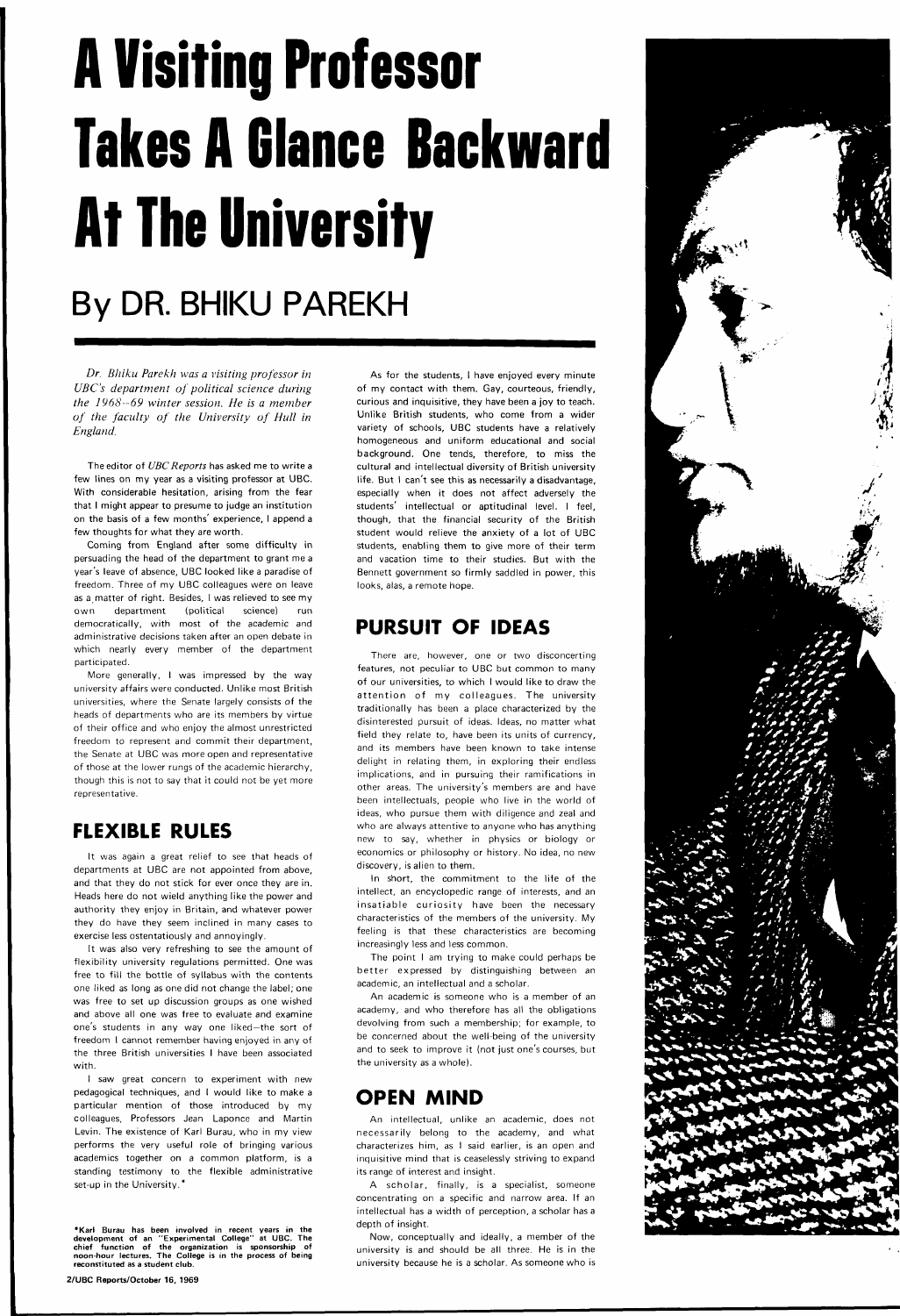# A Visiting Professor Takes A Glance Backward At The University

## By DR. BHIKU PAREKH

*Dr. Bhiku Parekh was a visiting professor in UBC's department of political science during the 1968–69 winter session. He is a member of the faculty of the University of Hull in England.*

The editor of *UBC Reports* has asked me to write a few lines on my year as a visiting professor at UBC. With considerable hesitation, arising from the fear that I might appear to presume to judge an institution on the basis of a few months' experience, I append a few thoughts for what they are worth.

Coming from England after some difficulty in persuading the head of the department to grant me a year's leave of absence, UBC looked like a paradise of freedom. Three of my UBC colleagues were on leave as a matter of right. Besides, I was relieved to see my own department (political science) run democratically, with most of the academic and administrative decisions taken after an open debate in which nearly every member of the department participated.

More generally, I was impressed by the way university affairs were conducted. Unlike most British universities, where the Senate largely consists of the heads of departments who are its members by virtue of their office and who enjoy the almost unrestricted freedom to represent and commit their department, the Senate at UBC was more open and representative of those at the lower rungs of the academic hierarchy, though this is not to say that it could not be yet more representative.

## FLEXIBLE RULES

It was again a great relief to see that heads of departments at UBC are not appointed from above, and that they do not stick for ever once they are in. Heads here do not wield anything like the power and authority they enjoy in Britain, and whatever power they do have they seem inclined in many cases to exercise less ostentatiously and annoyingly.

It was also very refreshing to see the amount of flexibility university regulations permitted. One was free to fill the bottle of syllabus with the contents one liked as long as one did not change the label; one was free to set up discussion groups as one wished and above all one was free to evaluate and examine one's students in any way one liked—the sort of freedom I cannot remember having enjoyed in any of the three British universities I have been associated with.

I saw great concern to experiment with new pedagogical techniques, and I would like to make a particular mention of those introduced by my colleagues, Professors Jean Laponce and Martin Levin. The existence of Karl Burau, who in my view performs the very useful role of bringing various academics together on a common platform, is a standing testimony to the flexible administrative set-up in the University.*

*Karl Burau has been involved in recent years in the development of an "Experimental College" at UBC. The chief function of the organization is sponsorship of noon-hour lectures. The College is in the process of being reconstituted as a student club.

As for the students, I have enjoyed every minute of my contact with them. Gay, courteous, friendly, curious and inquisitive, they have been a joy to teach. Unlike British students, who come from a wider variety of schools, UBC students have a relatively homogeneous and uniform educational and social background. One tends, therefore, to miss the cultural and intellectual diversity of British university life. But I can't see this as necessarily a disadvantage, especially when it does not affect adversely the students' intellectual or aptitudinal level. I feel, though, that the financial security of the British student would relieve the anxiety of a lot of UBC students, enabling them to give more of their term and vacation time to their studies. But with the Bennett government so firmly saddled in power, this looks, alas, a remote hope.

## PURSUIT OF IDEAS

There are, however, one or two disconcerting features, not peculiar to UBC but common to many of our universities, to which I would like to draw the attention of my colleagues. The university traditionally has been a place characterized by the disinterested pursuit of ideas. Ideas, no matter what field they relate to, have been its units of currency, and its members have been known to take intense delight in relating them, in exploring their endless implications, and in pursuing their ramifications in other areas. The university's members are and have been intellectuals, people who live in the world of ideas, who pursue them with diligence and zeal and who are always attentive to anyone who has anything new to say, whether in physics or biology or economics or philosophy or history. No idea, no new discovery, is alien to them.

In short, the commitment to the life of the intellect, an encyclopedic range of interests, and an insatiable curiosity have been the necessary characteristics of the members of the university. My feeling is that these characteristics are becoming increasingly less and less common.

The point I am trying to make could perhaps be better expressed by distinguishing between an academic, an intellectual and a scholar.

An academic is someone who is a member of an academy, and who therefore has all the obligations devolving from such a membership; for example, to be concerned about the well-being of the university and to seek to improve it (not just one's courses, but the university as a whole).

## OPEN MIND

An intellectual, unlike an academic, does not necessarily belong to the academy, and what characterizes him, as I said earlier, is an open and inquisitive mind that is ceaselessly striving to expand its range of interest and insight.

A scholar, finally, is a specialist, someone concentrating on a specific and narrow area. If an intellectual has a width of perception, a scholar has a depth of insight.

Now, conceptually and ideally, a member of the university is and should be all three. He is in the university because he is a scholar. As someone who is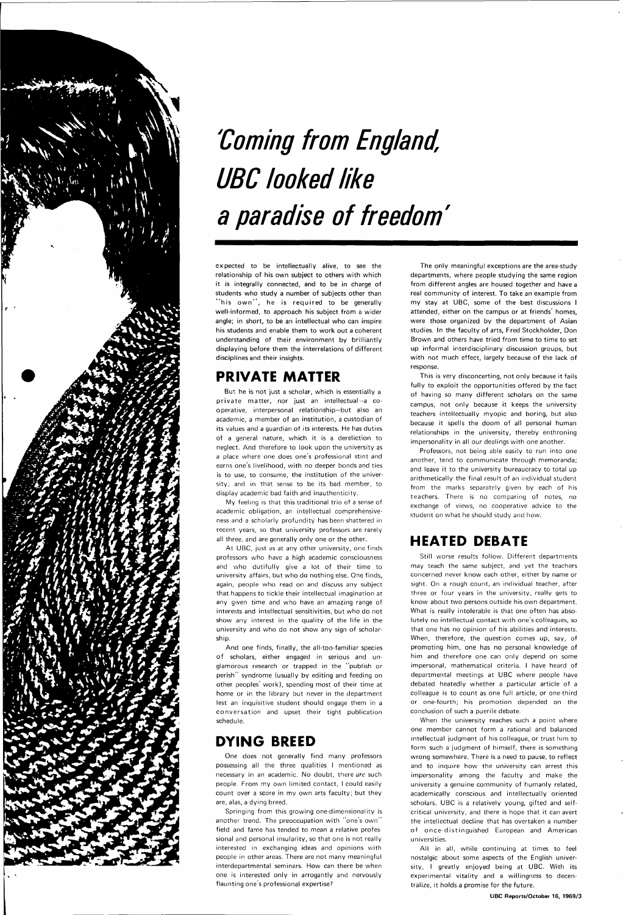# 'Coming from England, UBC looked like a paradise of freedom'

expected to be intellectually alive, to see the relationship of his own subject to others with which it is integrally connected, and to be in charge of students who study a number of subjects other than "his own", he is required to be generally well-informed, to approach his subject from a wider angle; in short, to be an intellectual who can inspire his students and enable them to work out a coherent understanding of their environment by brilliantly displaying before them the interrelations of different disciplines and their insights.

## PRIVATE MATTER

But he is not just a scholar, which is essentially a private matter, nor just an intellectual—a co-operative, interpersonal relationship—but also an academic, a member of an institution, a custodian of its values and a guardian of its interests. He has duties of a general nature, which it is a dereliction to neglect. And therefore to look upon the university as a place where one does one's professional stint and earns one's livelihood, with no deeper bonds and ties is to use, to consume, the institution of the university; and in that sense to be its bad member, to display academic bad faith and inauthenticity.

My feeling is that this traditional trio of a sense of academic obligation, an intellectual comprehensiveness and a scholarly profundity has been shattered in recent years, so that university professors are rarely all three, and are generally only one or the other.

At UBC, just as at any other university, one finds professors who have a high academic consciousness and who dutifully give a lot of their time to university affairs, but who do nothing else. One finds, again, people who read on and discuss any subject that happens to tickle their intellectual imagination at any given time and who have an amazing range of interests and intellectual sensitivities, but who do not show any interest in the quality of the life in the university and who do not show any sign of scholarship.

And one finds, finally, the all-too-familiar species of scholars, either engaged in serious and unglamorous research or trapped in the "publish or perish" syndrome (usually by editing and feeding on other peoples' work), spending most of their time at home or in the library but never in the department lest an inquisitive student should engage them in a conversation and upset their tight publication schedule.

## DYING BREED

One does not generally find many professors possessing all the three qualities I mentioned as necessary in an academic. No doubt, there *are* such people. From my own limited contact, I could easily count over a score in my own arts faculty; but they are, alas, a dying breed.

Springing from this growing one-dimensionality is another trend. The preoccupation with "one's own" field and fame has tended to mean a relative professional and personal insularity, so that one is not really interested in exchanging ideas and opinions with people in other areas. There are not many meaningful interdepartmental seminars. How can there be when one is interested only in arrogantly and nervously flaunting one's professional expertise?

The only meaningful exceptions are the area-study departments, where people studying the same region from different angles are housed together and have a real community of interest. To take an example from my stay at UBC, some of the best discussions I attended, either on the campus or at friends' homes, were those organized by the department of Asian studies. In the faculty of arts, Fred Stockholder, Don Brown and others have tried from time to time to set up informal interdisciplinary discussion groups, but with not much effect, largely because of the lack of response.

This is very disconcerting, not only because it fails fully to exploit the opportunities offered by the fact of having so many different scholars on the same campus, not only because it keeps the university teachers intellectually myopic and boring, but also because it spells the doom of all personal human relationships in the university, thereby enthroning impersonality in all our dealings with one another.

Professors, not being able easily to run into one another, tend to communicate through memoranda; and leave it to the university bureaucracy to total up arithmetically the final result of an individual student from the marks separately given by each of his teachers. There is no comparing of notes, no exchange of views, no cooperative advice to the student on what he should study and how.

## HEATED DEBATE

Still worse results follow. Different departments may teach the same subject, and yet the teachers concerned never know each other, either by name or sight. On a rough count, an individual teacher, after three or four years in the university, really gets to know about two persons outside his own department. What is really intolerable is that one often has absolutely no intellectual contact with one's colleagues, so that one has no opinion of his abilities and interests. When, therefore, the question comes up, say, of promoting him, one has no personal knowledge of him and therefore one can only depend on some impersonal, mathematical criteria. I have heard of departmental meetings at UBC where people have debated heatedly whether a particular article of a colleague is to count as one full article, or one-third or one-fourth; his promotion depended on the conclusion of such a puerile debate.

When the university reaches such a point where one member cannot form a rational and balanced intellectual judgment of his colleague, or trust him to form such a judgment of himself, there is something wrong somewhere. There is a need to pause, to reflect and to inquire how the university can arrest this impersonality among the faculty and make the university a genuine community of humanly related, academically conscious and intellectually oriented scholars. UBC is a relatively young, gifted and self-critical university, and there is hope that it can avert the intellectual decline that has overtaken a number of once-distinguished European and American universities.

All in all, while continuing at times to feel nostalgic about some aspects of the English university, I greatly enjoyed being at UBC. With its experimental vitality and a willingness to decentralize, it holds a promise for the future.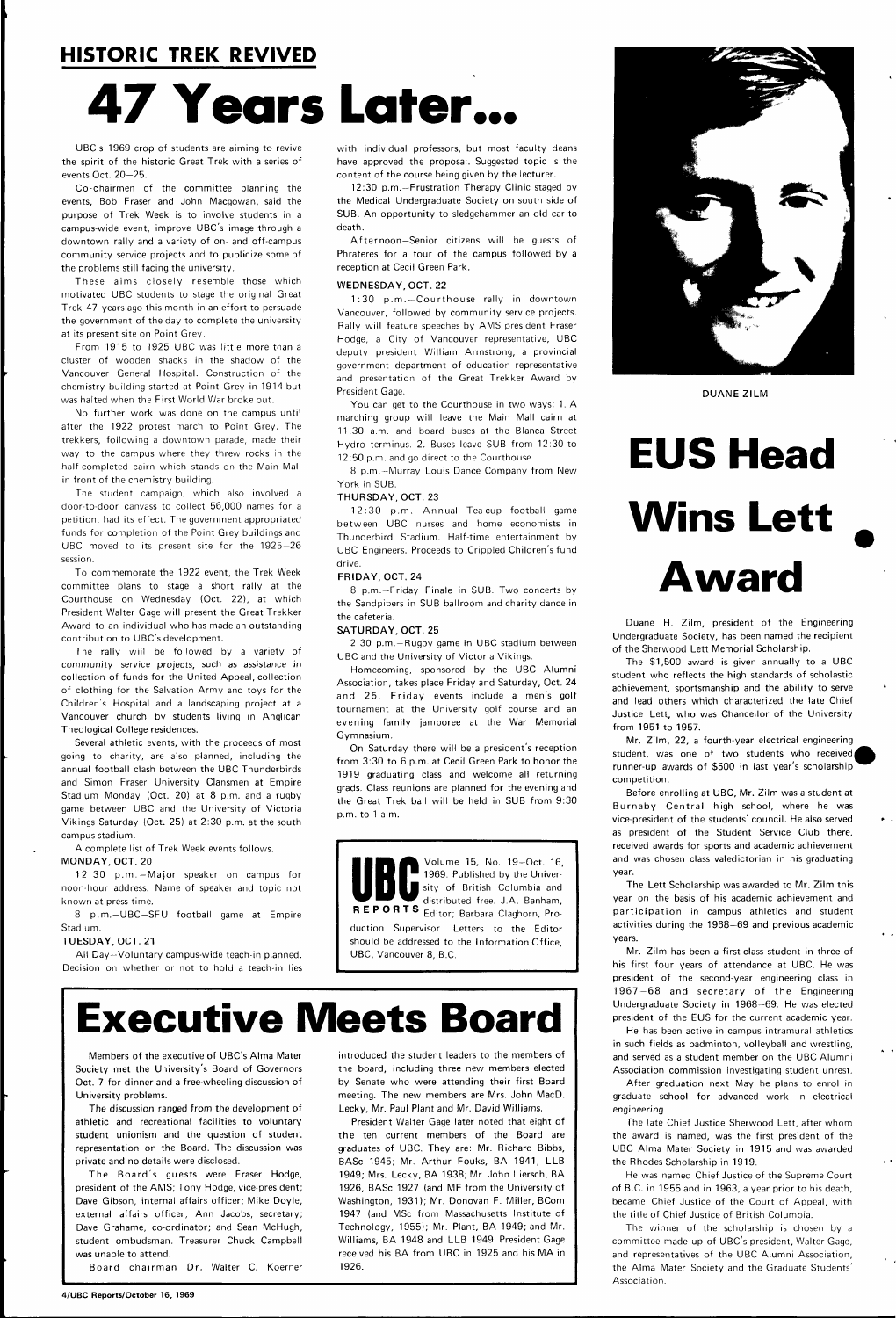## HISTORIC TREK REVIVED

# 47 Years Later...

UBC's 1969 crop of students are aiming to revive the spirit of the historic Great Trek with a series of events Oct. 20–25.

Co-chairmen of the committee planning the events, Bob Fraser and John Macgowan, said the purpose of Trek Week is to involve students in a campus-wide event, improve UBC's image through a downtown rally and a variety of on- and off-campus community service projects and to publicize some of the problems still facing the university.

These aims closely resemble those which motivated UBC students to stage the original Great Trek 47 years ago this month in an effort to persuade the government of the day to complete the university at its present site on Point Grey.

From 1915 to 1925 UBC was little more than a cluster of wooden shacks in the shadow of the Vancouver General Hospital. Construction of the chemistry building started at Point Grey in 1914 but was halted when the First World War broke out.

No further work was done on the campus until after the 1922 protest march to Point Grey. The trekkers, following a downtown parade, made their way to the campus where they threw rocks in the half-completed cairn which stands on the Main Mall in front of the chemistry building.

The student campaign, which also involved a door-to-door canvass to collect 56,000 names for a petition, had its effect. The government appropriated funds for completion of the Point Grey buildings and UBC moved to its present site for the 1925–26 session.

To commemorate the 1922 event, the Trek Week committee plans to stage a short rally at the Courthouse on Wednesday (Oct. 22), at which President Walter Gage will present the Great Trekker Award to an individual who has made an outstanding contribution to UBC's development.

The rally will be followed by a variety of community service projects, such as assistance in collection of funds for the United Appeal, collection of clothing for the Salvation Army and toys for the Children's Hospital and a landscaping project at a Vancouver church by students living in Anglican Theological College residences.

Several athletic events, with the proceeds of most going to charity, are also planned, including the annual football clash between the UBC Thunderbirds and Simon Fraser University Clansmen at Empire Stadium Monday (Oct. 20) at 8 p.m. and a rugby game between UBC and the University of Victoria Vikings Saturday (Oct. 25) at 2:30 p.m. at the south campus stadium.

A complete list of Trek Week events follows.

**MONDAY, OCT. 20**

12:30 p.m.—Major speaker on campus for noon-hour address. Name of speaker and topic not known at press time.

8 p.m.—UBC–SFU football game at Empire Stadium.

**TUESDAY, OCT. 21**

All Day—Voluntary campus-wide teach-in planned. Decision on whether or not to hold a teach-in lies with individual professors, but most faculty deans have approved the proposal. Suggested topic is the content of the course being given by the lecturer.

12:30 p.m.—Frustration Therapy Clinic staged by the Medical Undergraduate Society on south side of SUB. An opportunity to sledgehammer an old car to death.

Afternoon—Senior citizens will be guests of Phrateres for a tour of the campus followed by a reception at Cecil Green Park.

**WEDNESDAY, OCT. 22**

1:30 p.m.—Courthouse rally in downtown Vancouver, followed by community service projects. Rally will feature speeches by AMS president Fraser Hodge, a City of Vancouver representative, UBC deputy president William Armstrong, a provincial government department of education representative and presentation of the Great Trekker Award by President Gage.

You can get to the Courthouse in two ways: 1. A marching group will leave the Main Mall cairn at 11:30 a.m. and board buses at the Blanca Street Hydro terminus. 2. Buses leave SUB from 12:30 to 12:50 p.m. and go direct to the Courthouse.

8 p.m.—Murray Louis Dance Company from New York in SUB.

**THURSDAY, OCT. 23**

12:30 p.m.—Annual Tea-cup football game between UBC nurses and home economists in Thunderbird Stadium. Half-time entertainment by UBC Engineers. Proceeds to Crippled Children's fund drive.

**FRIDAY, OCT. 24**

8 p.m.—Friday Finale in SUB. Two concerts by the Sandpipers in SUB ballroom and charity dance in the cafeteria.

**SATURDAY, OCT. 25**

2:30 p.m.—Rugby game in UBC stadium between UBC and the University of Victoria Vikings.

Homecoming, sponsored by the UBC Alumni Association, takes place Friday and Saturday, Oct. 24 and 25. Friday events include a men's golf tournament at the University golf course and an evening family jamboree at the War Memorial Gymnasium.

On Saturday there will be a president's reception from 3:30 to 6 p.m. at Cecil Green Park to honor the 1919 graduating class and welcome all returning grads. Class reunions are planned for the evening and the Great Trek ball will be held in SUB from 9:30 p.m. to 1 a.m.

**UBC REPORTS** Volume 15, No. 19—Oct. 16, 1969. Published by the University of British Columbia and distributed free. J.A. Banham, Editor; Barbara Claghorn, Production Supervisor. Letters to the Editor should be addressed to the Information Office, UBC, Vancouver 8, B.C.

DUANE ZILM

# EUS Head Wins Lett Award

Duane H. Zilm, president of the Engineering Undergraduate Society, has been named the recipient of the Sherwood Lett Memorial Scholarship.

The $1,500 award is given annually to a UBC student who reflects the high standards of scholastic achievement, sportsmanship and the ability to serve and lead others which characterized the late Chief Justice Lett, who was Chancellor of the University from 1951 to 1957.

Mr. Zilm, 22, a fourth-year electrical engineering student, was one of two students who received runner-up awards of $500 in last year's scholarship competition.

Before enrolling at UBC, Mr. Zilm was a student at Burnaby Central high school, where he was vice-president of the students' council. He also served as president of the Student Service Club there, received awards for sports and academic achievement and was chosen class valedictorian in his graduating year.

The Lett Scholarship was awarded to Mr. Zilm this year on the basis of his academic achievement and participation in campus athletics and student activities during the 1968–69 and previous academic years.

Mr. Zilm has been a first-class student in three of his first four years of attendance at UBC. He was president of the second-year engineering class in 1967–68 and secretary of the Engineering Undergraduate Society in 1968–69. He was elected president of the EUS for the current academic year.

He has been active in campus intramural athletics in such fields as badminton, volleyball and wrestling, and served as a student member on the UBC Alumni Association commission investigating student unrest.

After graduation next May he plans to enrol in graduate school for advanced work in electrical engineering.

The late Chief Justice Sherwood Lett, after whom the award is named, was the first president of the UBC Alma Mater Society in 1915 and was awarded the Rhodes Scholarship in 1919.

He was named Chief Justice of the Supreme Court of B.C. in 1955 and in 1963, a year prior to his death, became Chief Justice of the Court of Appeal, with the title of Chief Justice of British Columbia.

The winner of the scholarship is chosen by a committee made up of UBC's president, Walter Gage, and representatives of the UBC Alumni Association, the Alma Mater Society and the Graduate Students' Association.

# Executive Meets Board

Members of the executive of UBC's Alma Mater Society met the University's Board of Governors Oct. 7 for dinner and a free-wheeling discussion of University problems.

The discussion ranged from the development of athletic and recreational facilities to voluntary student unionism and the question of student representation on the Board. The discussion was private and no details were disclosed.

The Board's guests were Fraser Hodge, president of the AMS; Tony Hodge, vice-president; Dave Gibson, internal affairs officer; Mike Doyle, external affairs officer; Ann Jacobs, secretary; Dave Grahame, co-ordinator; and Sean McHugh, student ombudsman. Treasurer Chuck Campbell was unable to attend.

Board chairman Dr. Walter C. Koerner introduced the student leaders to the members of the board, including three new members elected by Senate who were attending their first Board meeting. The new members are Mrs. John MacD. Lecky, Mr. Paul Plant and Mr. David Williams.

President Walter Gage later noted that eight of the ten current members of the Board are graduates of UBC. They are: Mr. Richard Bibbs, BASc 1945; Mr. Arthur Fouks, BA 1941, LLB 1949; Mrs. Lecky, BA 1938; Mr. John Liersch, BA 1926, BASc 1927 (and MF from the University of Washington, 1931); Mr. Donovan F. Miller, BCom 1947 (and MSc from Massachusetts Institute of Technology, 1955); Mr. Plant, BA 1949; and Mr. Williams, BA 1948 and LLB 1949. President Gage received his BA from UBC in 1925 and his MA in 1926.